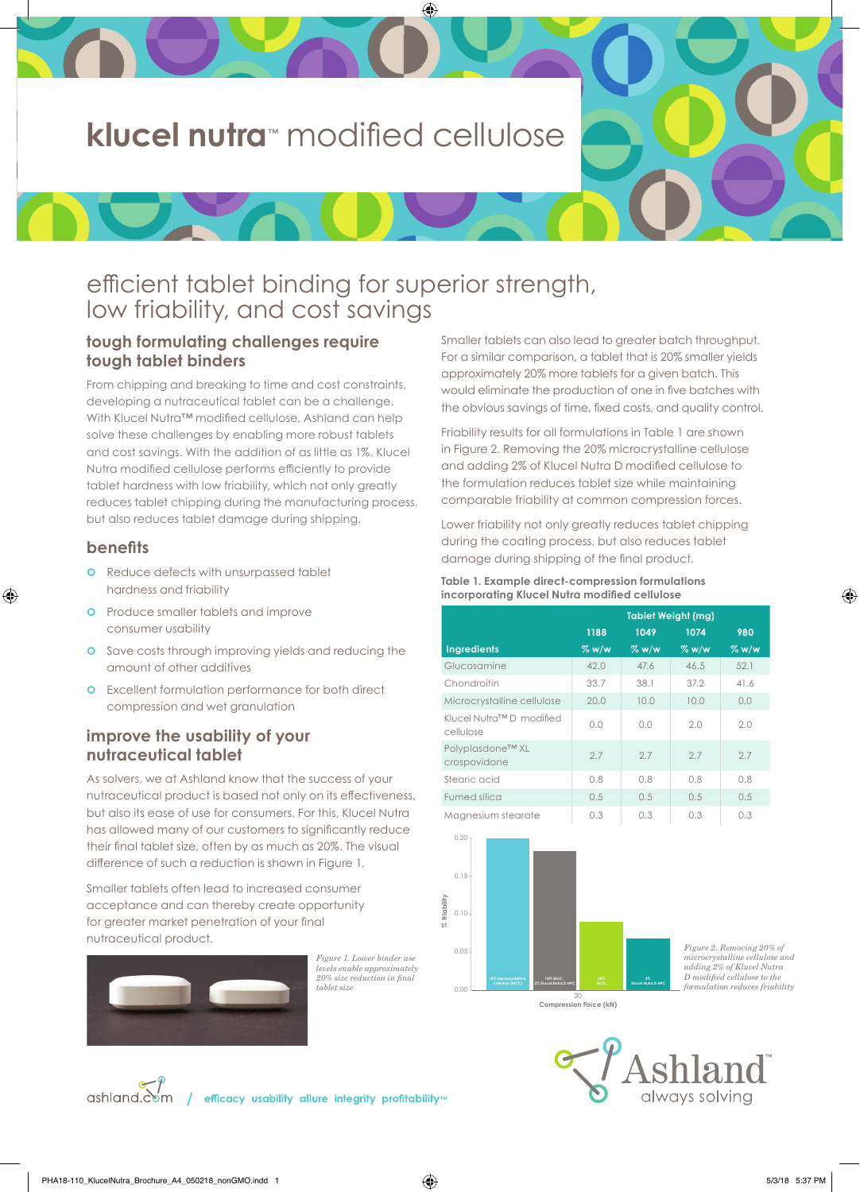# klucel nutra™ modified cellulose

## efficient tablet binding for superior strength, low friability, and cost savings

### tough formulating challenges require tough tablet binders

From chipping and breaking to time and cost constraints, developing a nutraceutical tablet can be a challenge. With Klucel Nutra™ modified cellulose, Ashland can help solve these challenges by enabling more robust tablets and cost savings. With the addition of as little as 1%, Klucel Nutra modified cellulose performs efficiently to provide tablet hardness with low friability, which not only greatly reduces tablet chipping during the manufacturing process, but also reduces tablet damage during shipping.

### benefits

- Reduce defects with unsurpassed tablet hardness and friability
- Produce smaller tablets and improve consumer usability
- Save costs through improving yields and reducing the amount of other additives
- Excellent formulation performance for both direct compression and wet granulation

### improve the usability of your nutraceutical tablet

As solvers, we at Ashland know that the success of your nutraceutical product is based not only on its effectiveness, but also its ease of use for consumers. For this, Klucel Nutra has allowed many of our customers to significantly reduce their final tablet size, often by as much as 20%. The visual difference of such a reduction is shown in Figure 1.

Smaller tablets often lead to increased consumer acceptance and can thereby create opportunity for greater market penetration of your final nutraceutical product.

*Figure 1. Lower binder use levels enable approximately 20% size reduction in final tablet size*

Smaller tablets can also lead to greater batch throughput. For a similar comparison, a tablet that is 20% smaller yields approximately 20% more tablets for a given batch. This would eliminate the production of one in five batches with the obvious savings of time, fixed costs, and quality control.

Friability results for all formulations in Table 1 are shown in Figure 2. Removing the 20% microcrystalline cellulose and adding 2% of Klucel Nutra D modified cellulose to the formulation reduces tablet size while maintaining comparable friability at common compression forces.

Lower friability not only greatly reduces tablet chipping during the coating process, but also reduces tablet damage during shipping of the final product.

**Table 1. Example direct-compression formulations incorporating Klucel Nutra modified cellulose**

| | Tablet Weight (mg) | | | |
|---|---|---|---|---|
| | 1188 | 1049 | 1074 | 980 |
| **Ingredients** | % w/w | % w/w | % w/w | % w/w |
| Glucosamine | 42.0 | 47.6 | 46.5 | 52.1 |
| Chondroitin | 33.7 | 38.1 | 37.2 | 41.6 |
| Microcrystalline cellulose | 20.0 | 10.0 | 10.0 | 0.0 |
| Klucel Nutra™ D modified cellulose | 0.0 | 0.0 | 2.0 | 2.0 |
| Polyplasdone™ XL crospovidone | 2.7 | 2.7 | 2.7 | 2.7 |
| Stearic acid | 0.8 | 0.8 | 0.8 | 0.8 |
| Fumed silica | 0.5 | 0.5 | 0.5 | 0.5 |
| Magnesium stearate | 0.3 | 0.3 | 0.3 | 0.3 |

*Figure 2. Removing 20% of microcrystalline cellulose and adding 2% of Klucel Nutra D modified cellulose to the formulation reduces friability*

ashland.com / efficacy usability allure integrity profitability™

Ashland always solving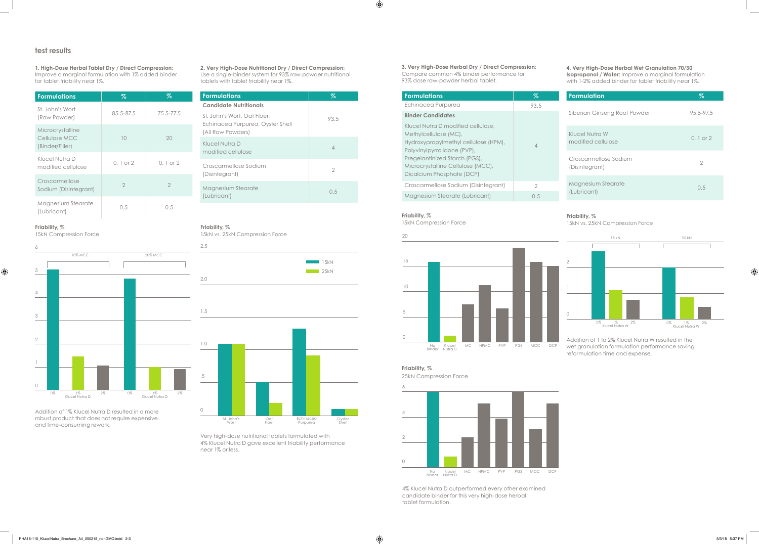## test results

**1. High-Dose Herbal Tablet Dry / Direct Compression:** Improve a marginal formulation with 1% added binder for tablet friability near 1%.

| Formulations | % | % |
|---|---|---|
| St. John's Wort (Raw Powder) | 85.5-87.5 | 75.5-77.5 |
| Microcrystalline Cellulose MCC (Binder/Filler) | 10 | 20 |
| Klucel Nutra D modified cellulose | 0, 1 or 2 | 0, 1 or 2 |
| Croscarmellose Sodium (Disintegrant) | 2 | 2 |
| Magnesium Stearate (Lubricant) | 0.5 | 0.5 |

**Friability, %**
15kN Compression Force

Addition of 1% Klucel Nutra D resulted in a more robust product that does not require expensive and time-consuming rework.

**2. Very High-Dose Nutritional Dry / Direct Compression:** Use a single-binder system for 93% raw-powder nutritional tablets with tablet friability near 1%.

| Formulations | % |
|---|---|
| **Candidate Nutritionals** | |
| St. John's Wort, Oat Fiber, Echinacea Purpurea, Oyster Shell (All Raw Powders) | 93.5 |
| Klucel Nutra D modified cellulose | 4 |
| Croscarmellose Sodium (Disintegrant) | 2 |
| Magnesium Stearate (Lubricant) | 0.5 |

**Friability, %**
15kN vs. 25kN Compression Force

Very high-dose nutritional tablets formulated with 4% Klucel Nutra D gave excellent friability performance near 1% or less.

**3. Very High-Dose Herbal Dry / Direct Compression:** Compare common 4% binder performance for 93% dose raw-powder herbal tablet.

| Formulations | % |
|---|---|
| Echinacea Purpurea | 93.5 |
| **Binder Candidates** | |
| Klucel Nutra D modified cellulose, Methylcellulose (MC), Hydroxypropylmethyl cellulose (HPM), Polyvinylpyrrolidone (PVP), Pregelantinized Starch (PGS), Microcrystalline Cellulose (MCC), Dicalcium Phosphate (DCP) | 4 |
| Croscarmellose Sodium (Disintegrant) | 2 |
| Magnesium Stearate (Lubricant) | 0.5 |

**Friability, %**
15kN Compression Force

**Friability, %**
25kN Compression Force

4% Klucel Nutra D outperformed every other examined candidate binder for this very high-dose herbal tablet formulation.

**4. Very High-Dose Herbal Wet Granulation 70/30 Isopropanol / Water:** Improve a marginal formulation with 1-2% added binder for tablet friability near 1%.

| Formulation | % |
|---|---|
| Siberian Ginseng Root Powder | 95.5-97.5 |
| Klucel Nutra W modified cellulose | 0, 1 or 2 |
| Croscarmellose Sodium (Disintegrant) | 2 |
| Magnesium Stearate (Lubricant) | 0.5 |

**Friability, %**
15kN vs. 25kN Compression Force

Addition of 1 to 2% Klucel Nutra W resulted in the wet granulation formulation performance saving reformulation time and expense.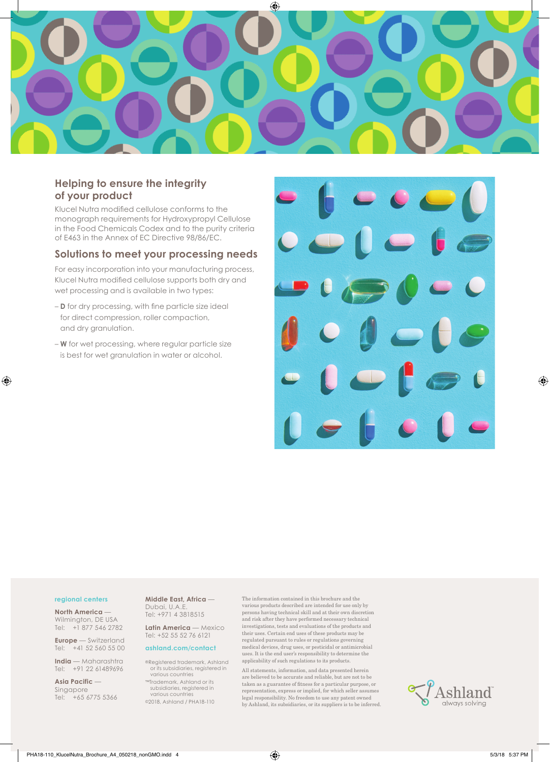## Helping to ensure the integrity of your product

Klucel Nutra modified cellulose conforms to the monograph requirements for Hydroxypropyl Cellulose in the Food Chemicals Codex and to the purity criteria of E463 in the Annex of EC Directive 98/86/EC.

## Solutions to meet your processing needs

For easy incorporation into your manufacturing process, Klucel Nutra modified cellulose supports both dry and wet processing and is available in two types:

- **D** for dry processing, with fine particle size ideal for direct compression, roller compaction, and dry granulation.
- **W** for wet processing, where regular particle size is best for wet granulation in water or alcohol.

### regional centers

**North America** — Wilmington, DE USA
Tel: +1 877 546 2782

**Europe** — Switzerland
Tel: +41 52 560 55 00

**India** — Maharashtra
Tel: +91 22 61489696

**Asia Pacific** — Singapore
Tel: +65 6775 5366

**Middle East, Africa** — Dubai, U.A.E.
Tel: +971 4 3818515

**Latin America** — Mexico
Tel: +52 55 52 76 6121

**ashland.com/contact**

®Registered trademark, Ashland or its subsidiaries, registered in various countries
™Trademark, Ashland or its subsidiaries, registered in various countries
©2018, Ashland / PHA18-110

The information contained in this brochure and the various products described are intended for use only by persons having technical skill and at their own discretion and risk after they have performed necessary technical investigations, tests and evaluations of the products and their uses. Certain end uses of these products may be regulated pursuant to rules or regulations governing medical devices, drug uses, or pesticidal or antimicrobial uses. It is the end user's responsibility to determine the applicability of such regulations to its products.

All statements, information, and data presented herein are believed to be accurate and reliable, but are not to be taken as a guarantee of fitness for a particular purpose, or representation, express or implied, for which seller assumes legal responsibility. No freedom to use any patent owned by Ashland, its subsidiaries, or its suppliers is to be inferred.

Ashland
always solving